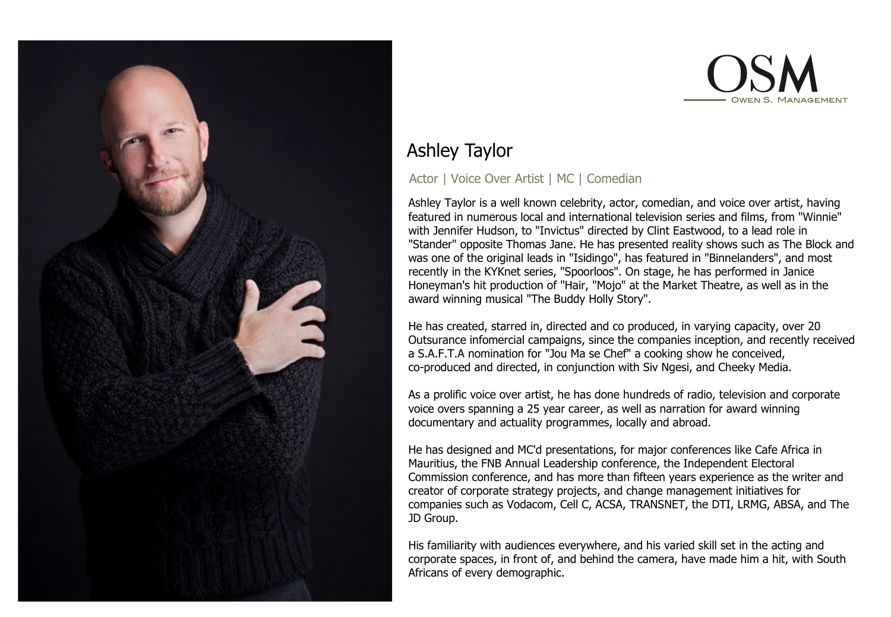OSM
Owen S. Management

# Ashley Taylor

Actor | Voice Over Artist | MC | Comedian

Ashley Taylor is a well known celebrity, actor, comedian, and voice over artist, having featured in numerous local and international television series and films, from "Winnie" with Jennifer Hudson, to "Invictus" directed by Clint Eastwood, to a lead role in "Stander" opposite Thomas Jane. He has presented reality shows such as The Block and was one of the original leads in "Isidingo", has featured in "Binnelanders", and most recently in the KYKnet series, "Spoorloos". On stage, he has performed in Janice Honeyman's hit production of "Hair, "Mojo" at the Market Theatre, as well as in the award winning musical "The Buddy Holly Story".

He has created, starred in, directed and co produced, in varying capacity, over 20 Outsurance infomercial campaigns, since the companies inception, and recently received a S.A.F.T.A nomination for "Jou Ma se Chef" a cooking show he conceived, co-produced and directed, in conjunction with Siv Ngesi, and Cheeky Media.

As a prolific voice over artist, he has done hundreds of radio, television and corporate voice overs spanning a 25 year career, as well as narration for award winning documentary and actuality programmes, locally and abroad.

He has designed and MC'd presentations, for major conferences like Cafe Africa in Mauritius, the FNB Annual Leadership conference, the Independent Electoral Commission conference, and has more than fifteen years experience as the writer and creator of corporate strategy projects, and change management initiatives for companies such as Vodacom, Cell C, ACSA, TRANSNET, the DTI, LRMG, ABSA, and The JD Group.

His familiarity with audiences everywhere, and his varied skill set in the acting and corporate spaces, in front of, and behind the camera, have made him a hit, with South Africans of every demographic.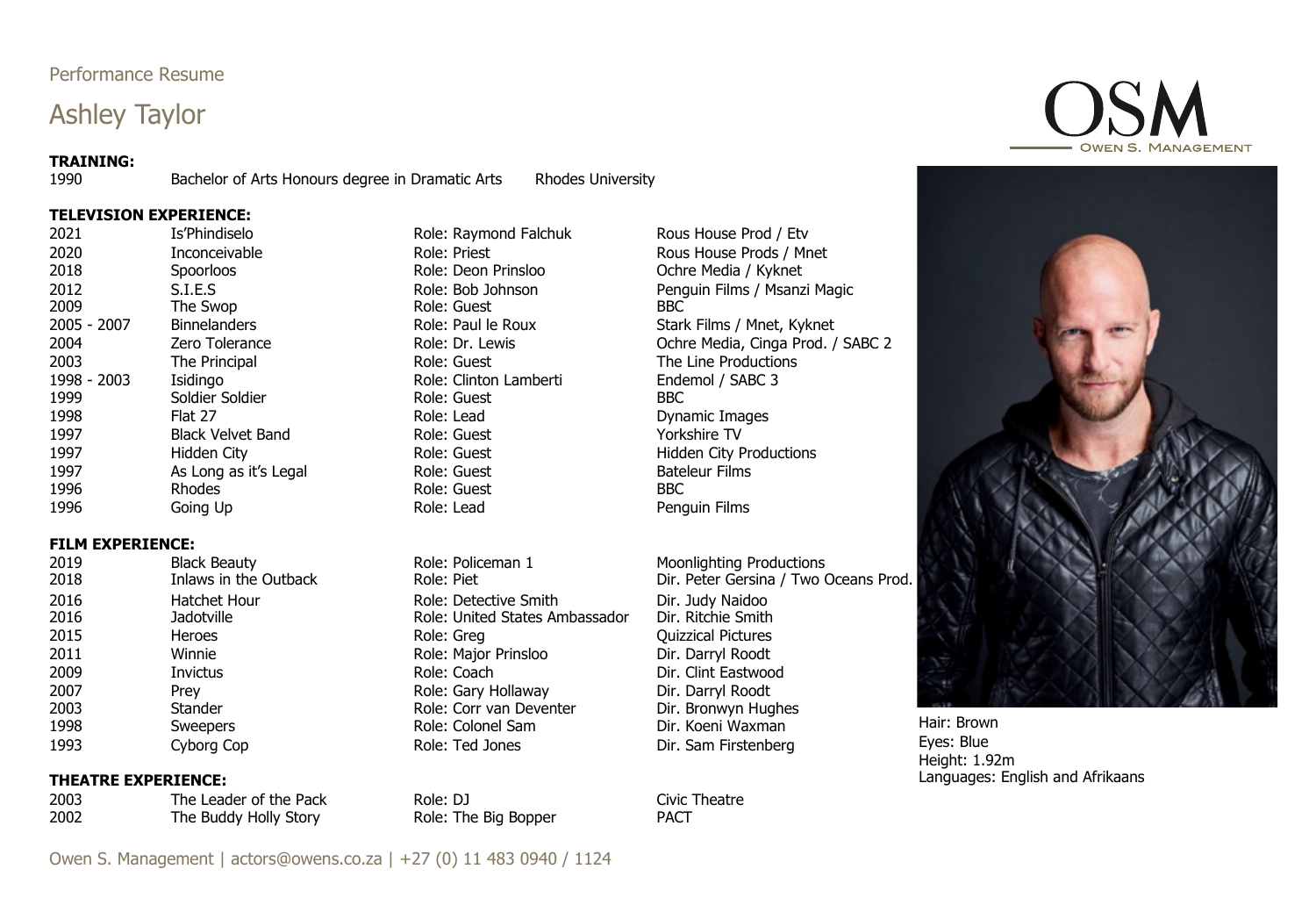Performance Resume

# Ashley Taylor

OSM
OWEN S. MANAGEMENT

**TRAINING:**

| 1990 | Bachelor of Arts Honours degree in Dramatic Arts | Rhodes University |
|---|---|---|

**TELEVISION EXPERIENCE:**

| Year | Title | Role | Production |
|---|---|---|---|
| 2021 | Is'Phindiselo | Role: Raymond Falchuk | Rous House Prod / Etv |
| 2020 | Inconceivable | Role: Priest | Rous House Prods / Mnet |
| 2018 | Spoorloos | Role: Deon Prinsloo | Ochre Media / Kyknet |
| 2012 | S.I.E.S | Role: Bob Johnson | Penguin Films / Msanzi Magic |
| 2009 | The Swop | Role: Guest | BBC |
| 2005 - 2007 | Binnelanders | Role: Paul le Roux | Stark Films / Mnet, Kyknet |
| 2004 | Zero Tolerance | Role: Dr. Lewis | Ochre Media, Cinga Prod. / SABC 2 |
| 2003 | The Principal | Role: Guest | The Line Productions |
| 1998 - 2003 | Isidingo | Role: Clinton Lamberti | Endemol / SABC 3 |
| 1999 | Soldier Soldier | Role: Guest | BBC |
| 1998 | Flat 27 | Role: Lead | Dynamic Images |
| 1997 | Black Velvet Band | Role: Guest | Yorkshire TV |
| 1997 | Hidden City | Role: Guest | Hidden City Productions |
| 1997 | As Long as it's Legal | Role: Guest | Bateleur Films |
| 1996 | Rhodes | Role: Guest | BBC |
| 1996 | Going Up | Role: Lead | Penguin Films |

**FILM EXPERIENCE:**

| Year | Title | Role | Production |
|---|---|---|---|
| 2019 | Black Beauty | Role: Policeman 1 | Moonlighting Productions |
| 2018 | Inlaws in the Outback | Role: Piet | Dir. Peter Gersina / Two Oceans Prod. |
| 2016 | Hatchet Hour | Role: Detective Smith | Dir. Judy Naidoo |
| 2016 | Jadotville | Role: United States Ambassador | Dir. Ritchie Smith |
| 2015 | Heroes | Role: Greg | Quizzical Pictures |
| 2011 | Winnie | Role: Major Prinsloo | Dir. Darryl Roodt |
| 2009 | Invictus | Role: Coach | Dir. Clint Eastwood |
| 2007 | Prey | Role: Gary Hollaway | Dir. Darryl Roodt |
| 2003 | Stander | Role: Corr van Deventer | Dir. Bronwyn Hughes |
| 1998 | Sweepers | Role: Colonel Sam | Dir. Koeni Waxman |
| 1993 | Cyborg Cop | Role: Ted Jones | Dir. Sam Firstenberg |

**THEATRE EXPERIENCE:**

| Year | Title | Role | Venue |
|---|---|---|---|
| 2003 | The Leader of the Pack | Role: DJ | Civic Theatre |
| 2002 | The Buddy Holly Story | Role: The Big Bopper | PACT |

Hair: Brown
Eyes: Blue
Height: 1.92m
Languages: English and Afrikaans

Owen S. Management | actors@owens.co.za | +27 (0) 11 483 0940 / 1124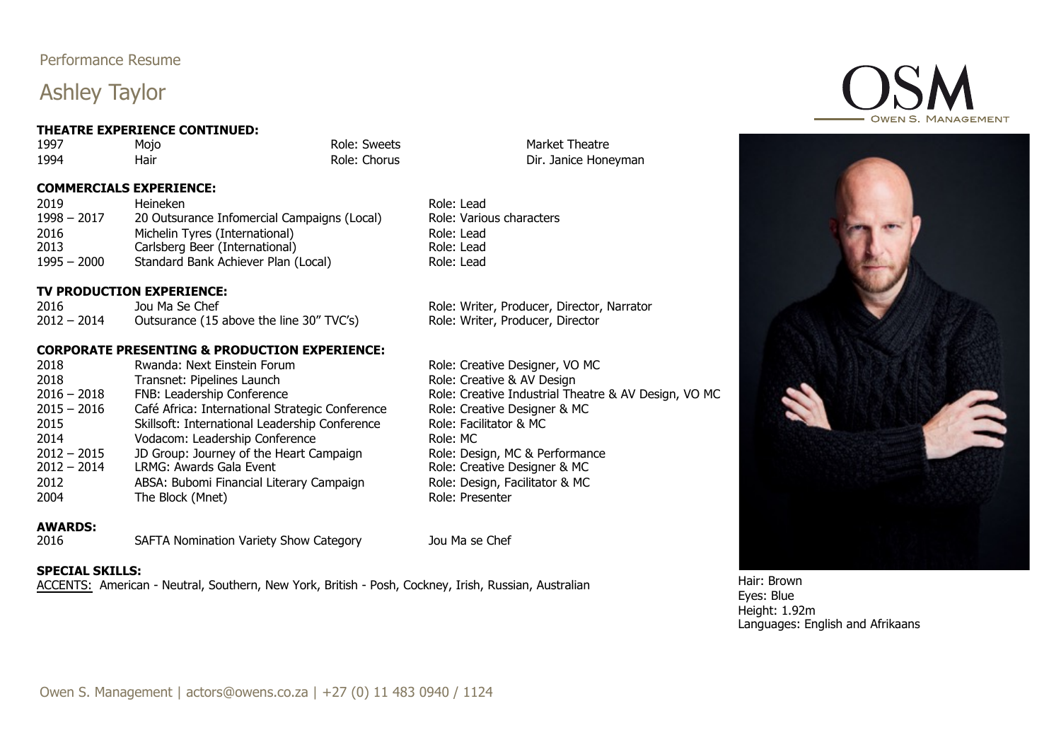Performance Resume

# Ashley Taylor

OSM
OWEN S. MANAGEMENT

**THEATRE EXPERIENCE CONTINUED:**

| | | | |
|---|---|---|---|
| 1997 | Mojo | Role: Sweets | Market Theatre |
| 1994 | Hair | Role: Chorus | Dir. Janice Honeyman |

**COMMERCIALS EXPERIENCE:**

| | | |
|---|---|---|
| 2019 | Heineken | Role: Lead |
| 1998 – 2017 | 20 Outsurance Infomercial Campaigns (Local) | Role: Various characters |
| 2016 | Michelin Tyres (International) | Role: Lead |
| 2013 | Carlsberg Beer (International) | Role: Lead |
| 1995 – 2000 | Standard Bank Achiever Plan (Local) | Role: Lead |

**TV PRODUCTION EXPERIENCE:**

| | | |
|---|---|---|
| 2016 | Jou Ma Se Chef | Role: Writer, Producer, Director, Narrator |
| 2012 – 2014 | Outsurance (15 above the line 30" TVC's) | Role: Writer, Producer, Director |

**CORPORATE PRESENTING & PRODUCTION EXPERIENCE:**

| | | |
|---|---|---|
| 2018 | Rwanda: Next Einstein Forum | Role: Creative Designer, VO MC |
| 2018 | Transnet: Pipelines Launch | Role: Creative & AV Design |
| 2016 – 2018 | FNB: Leadership Conference | Role: Creative Industrial Theatre & AV Design, VO MC |
| 2015 – 2016 | Café Africa: International Strategic Conference | Role: Creative Designer & MC |
| 2015 | Skillsoft: International Leadership Conference | Role: Facilitator & MC |
| 2014 | Vodacom: Leadership Conference | Role: MC |
| 2012 – 2015 | JD Group: Journey of the Heart Campaign | Role: Design, MC & Performance |
| 2012 – 2014 | LRMG: Awards Gala Event | Role: Creative Designer & MC |
| 2012 | ABSA: Bubomi Financial Literary Campaign | Role: Design, Facilitator & MC |
| 2004 | The Block (Mnet) | Role: Presenter |

**AWARDS:**

| | | |
|---|---|---|
| 2016 | SAFTA Nomination Variety Show Category | Jou Ma se Chef |

**SPECIAL SKILLS:**

ACCENTS: American - Neutral, Southern, New York, British - Posh, Cockney, Irish, Russian, Australian

Hair: Brown
Eyes: Blue
Height: 1.92m
Languages: English and Afrikaans

Owen S. Management | actors@owens.co.za | +27 (0) 11 483 0940 / 1124